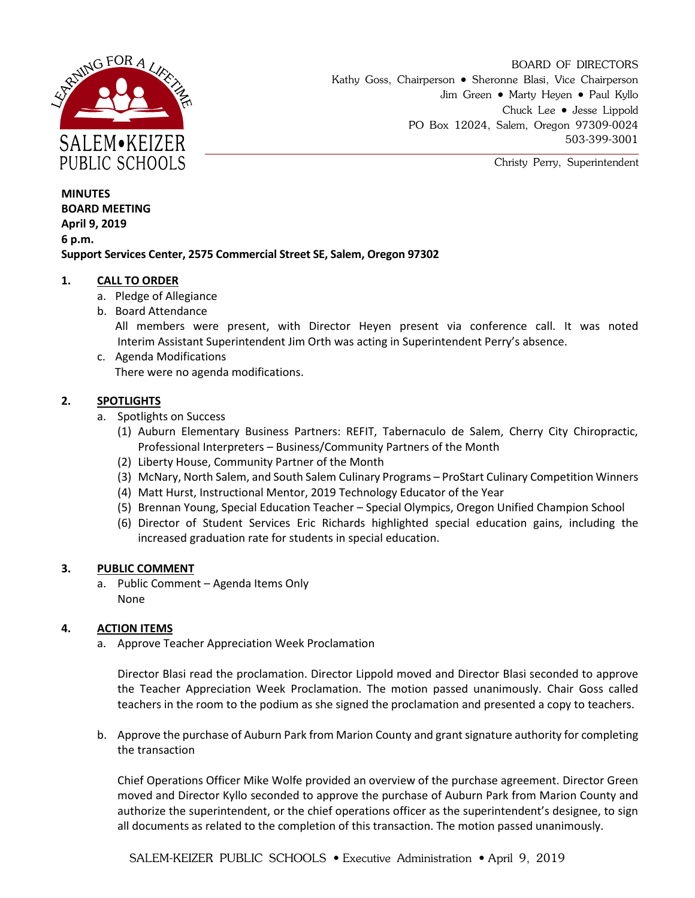SALEM•KEIZER PUBLIC SCHOOLS

LEARNING FOR A LIFETIME

BOARD OF DIRECTORS
Kathy Goss, Chairperson • Sheronne Blasi, Vice Chairperson
Jim Green • Marty Heyen • Paul Kyllo
Chuck Lee • Jesse Lippold
PO Box 12024, Salem, Oregon 97309-0024
503-399-3001

Christy Perry, Superintendent

**MINUTES**
**BOARD MEETING**
**April 9, 2019**
**6 p.m.**
**Support Services Center, 2575 Commercial Street SE, Salem, Oregon 97302**

## 1. CALL TO ORDER

a. Pledge of Allegiance

b. Board Attendance

All members were present, with Director Heyen present via conference call. It was noted Interim Assistant Superintendent Jim Orth was acting in Superintendent Perry's absence.

c. Agenda Modifications

There were no agenda modifications.

## 2. SPOTLIGHTS

a. Spotlights on Success

(1) Auburn Elementary Business Partners: REFIT, Tabernaculo de Salem, Cherry City Chiropractic, Professional Interpreters – Business/Community Partners of the Month

(2) Liberty House, Community Partner of the Month

(3) McNary, North Salem, and South Salem Culinary Programs – ProStart Culinary Competition Winners

(4) Matt Hurst, Instructional Mentor, 2019 Technology Educator of the Year

(5) Brennan Young, Special Education Teacher – Special Olympics, Oregon Unified Champion School

(6) Director of Student Services Eric Richards highlighted special education gains, including the increased graduation rate for students in special education.

## 3. PUBLIC COMMENT

a. Public Comment – Agenda Items Only

None

## 4. ACTION ITEMS

a. Approve Teacher Appreciation Week Proclamation

Director Blasi read the proclamation. Director Lippold moved and Director Blasi seconded to approve the Teacher Appreciation Week Proclamation. The motion passed unanimously. Chair Goss called teachers in the room to the podium as she signed the proclamation and presented a copy to teachers.

b. Approve the purchase of Auburn Park from Marion County and grant signature authority for completing the transaction

Chief Operations Officer Mike Wolfe provided an overview of the purchase agreement. Director Green moved and Director Kyllo seconded to approve the purchase of Auburn Park from Marion County and authorize the superintendent, or the chief operations officer as the superintendent's designee, to sign all documents as related to the completion of this transaction. The motion passed unanimously.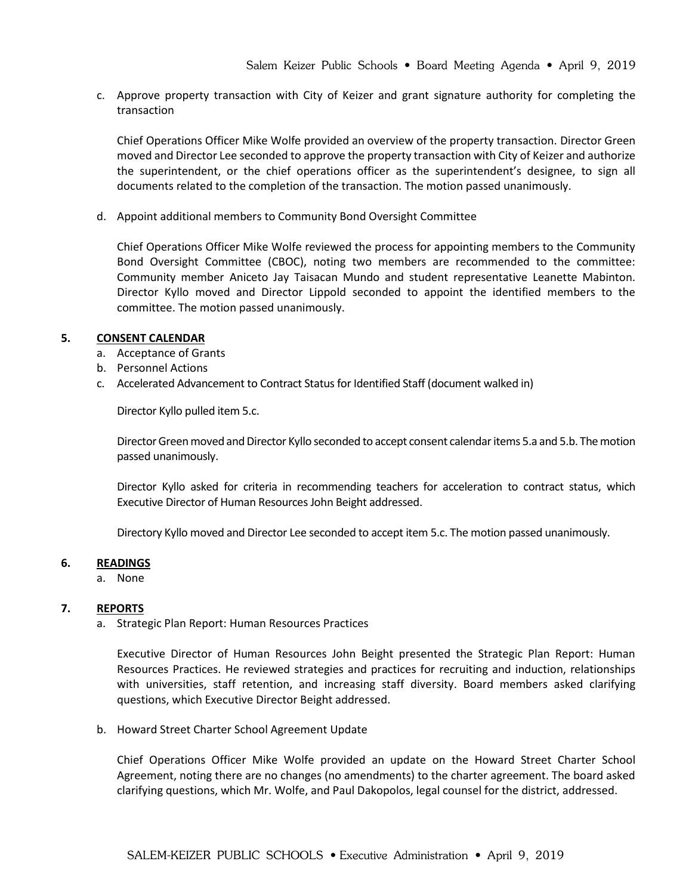c. Approve property transaction with City of Keizer and grant signature authority for completing the transaction

   Chief Operations Officer Mike Wolfe provided an overview of the property transaction. Director Green moved and Director Lee seconded to approve the property transaction with City of Keizer and authorize the superintendent, or the chief operations officer as the superintendent's designee, to sign all documents related to the completion of the transaction. The motion passed unanimously.

d. Appoint additional members to Community Bond Oversight Committee

   Chief Operations Officer Mike Wolfe reviewed the process for appointing members to the Community Bond Oversight Committee (CBOC), noting two members are recommended to the committee: Community member Aniceto Jay Taisacan Mundo and student representative Leanette Mabinton. Director Kyllo moved and Director Lippold seconded to appoint the identified members to the committee. The motion passed unanimously.

## 5. CONSENT CALENDAR

a. Acceptance of Grants
b. Personnel Actions
c. Accelerated Advancement to Contract Status for Identified Staff (document walked in)

   Director Kyllo pulled item 5.c.

   Director Green moved and Director Kyllo seconded to accept consent calendar items 5.a and 5.b. The motion passed unanimously.

   Director Kyllo asked for criteria in recommending teachers for acceleration to contract status, which Executive Director of Human Resources John Beight addressed.

   Directory Kyllo moved and Director Lee seconded to accept item 5.c. The motion passed unanimously.

## 6. READINGS

a. None

## 7. REPORTS

a. Strategic Plan Report: Human Resources Practices

   Executive Director of Human Resources John Beight presented the Strategic Plan Report: Human Resources Practices. He reviewed strategies and practices for recruiting and induction, relationships with universities, staff retention, and increasing staff diversity. Board members asked clarifying questions, which Executive Director Beight addressed.

b. Howard Street Charter School Agreement Update

   Chief Operations Officer Mike Wolfe provided an update on the Howard Street Charter School Agreement, noting there are no changes (no amendments) to the charter agreement. The board asked clarifying questions, which Mr. Wolfe, and Paul Dakopolos, legal counsel for the district, addressed.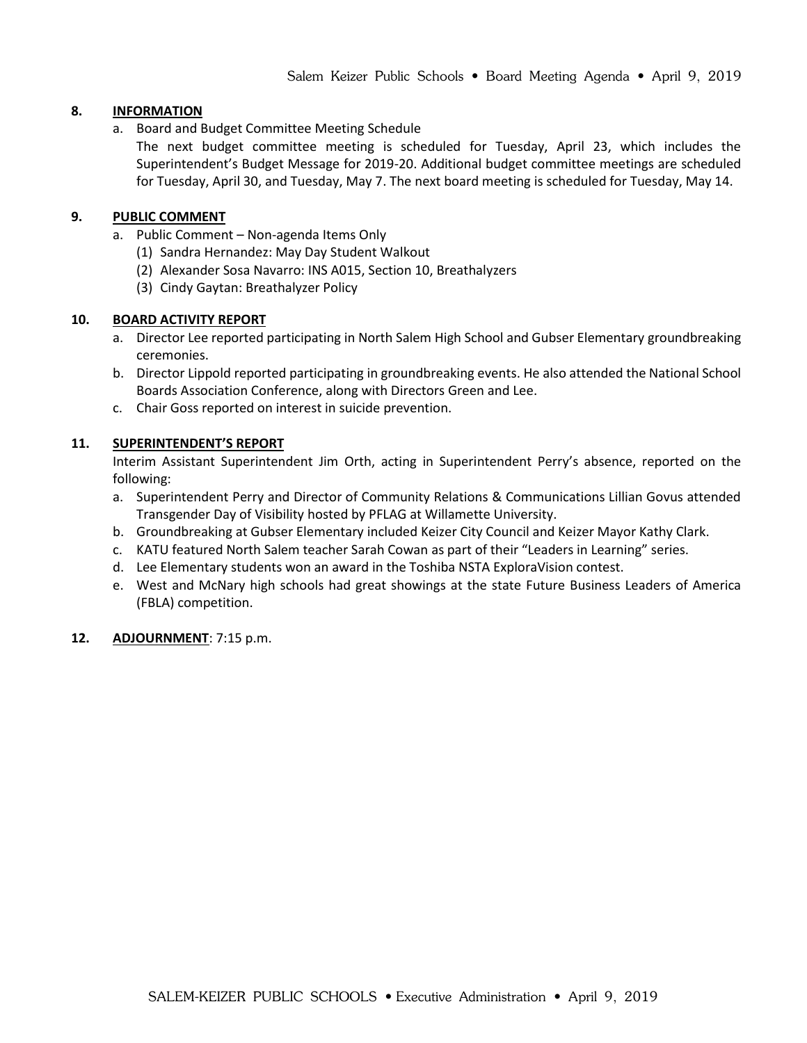## 8. INFORMATION

a. Board and Budget Committee Meeting Schedule
   The next budget committee meeting is scheduled for Tuesday, April 23, which includes the Superintendent's Budget Message for 2019-20. Additional budget committee meetings are scheduled for Tuesday, April 30, and Tuesday, May 7. The next board meeting is scheduled for Tuesday, May 14.

## 9. PUBLIC COMMENT

a. Public Comment – Non-agenda Items Only
   (1) Sandra Hernandez: May Day Student Walkout
   (2) Alexander Sosa Navarro: INS A015, Section 10, Breathalyzers
   (3) Cindy Gaytan: Breathalyzer Policy

## 10. BOARD ACTIVITY REPORT

a. Director Lee reported participating in North Salem High School and Gubser Elementary groundbreaking ceremonies.
b. Director Lippold reported participating in groundbreaking events. He also attended the National School Boards Association Conference, along with Directors Green and Lee.
c. Chair Goss reported on interest in suicide prevention.

## 11. SUPERINTENDENT'S REPORT

Interim Assistant Superintendent Jim Orth, acting in Superintendent Perry's absence, reported on the following:

a. Superintendent Perry and Director of Community Relations & Communications Lillian Govus attended Transgender Day of Visibility hosted by PFLAG at Willamette University.
b. Groundbreaking at Gubser Elementary included Keizer City Council and Keizer Mayor Kathy Clark.
c. KATU featured North Salem teacher Sarah Cowan as part of their "Leaders in Learning" series.
d. Lee Elementary students won an award in the Toshiba NSTA ExploraVision contest.
e. West and McNary high schools had great showings at the state Future Business Leaders of America (FBLA) competition.

## 12. ADJOURNMENT: 7:15 p.m.